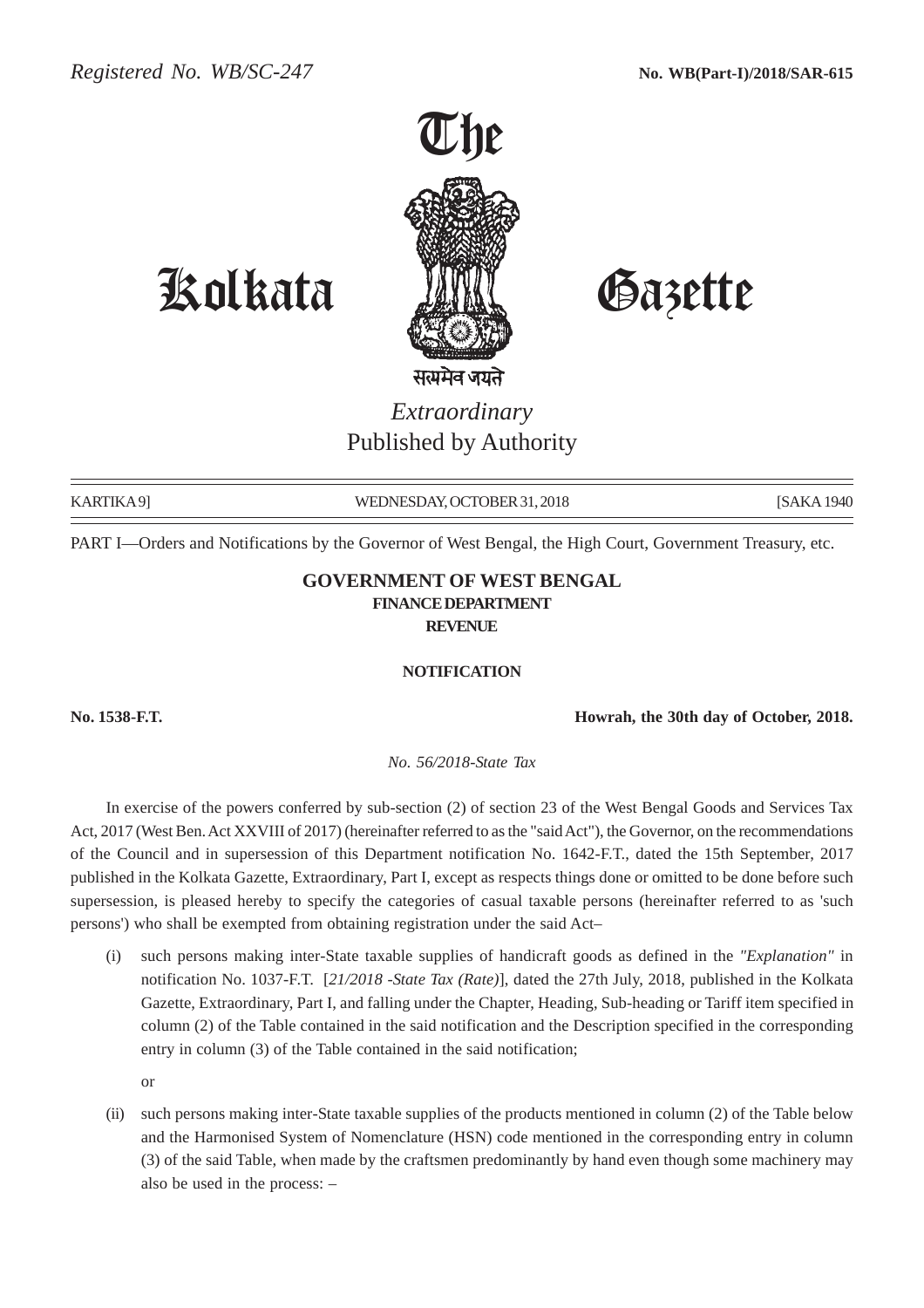Registered No. WB/SC-247 **No. WB(Part-I)/2018/SAR-615**

# The Kolkata Gazette

*Extraordinary*

Published by Authority

KARTIKA 9] WEDNESDAY, OCTOBER 31, 2018 [SAKA 1940

PART I—Orders and Notifications by the Governor of West Bengal, the High Court, Government Treasury, etc.

## GOVERNMENT OF WEST BENGAL

### FINANCE DEPARTMENT

### REVENUE

#### NOTIFICATION

**No. 1538-F.T.** **Howrah, the 30th day of October, 2018.**

*No. 56/2018-State Tax*

In exercise of the powers conferred by sub-section (2) of section 23 of the West Bengal Goods and Services Tax Act, 2017 (West Ben. Act XXVIII of 2017) (hereinafter referred to as the "said Act"), the Governor, on the recommendations of the Council and in supersession of this Department notification No. 1642-F.T., dated the 15th September, 2017 published in the Kolkata Gazette, Extraordinary, Part I, except as respects things done or omitted to be done before such supersession, is pleased hereby to specify the categories of casual taxable persons (hereinafter referred to as 'such persons') who shall be exempted from obtaining registration under the said Act–

(i) such persons making inter-State taxable supplies of handicraft goods as defined in the *"Explanation"* in notification No. 1037-F.T. [*21/2018 -State Tax (Rate)*], dated the 27th July, 2018, published in the Kolkata Gazette, Extraordinary, Part I, and falling under the Chapter, Heading, Sub-heading or Tariff item specified in column (2) of the Table contained in the said notification and the Description specified in the corresponding entry in column (3) of the Table contained in the said notification;

or

(ii) such persons making inter-State taxable supplies of the products mentioned in column (2) of the Table below and the Harmonised System of Nomenclature (HSN) code mentioned in the corresponding entry in column (3) of the said Table, when made by the craftsmen predominantly by hand even though some machinery may also be used in the process: –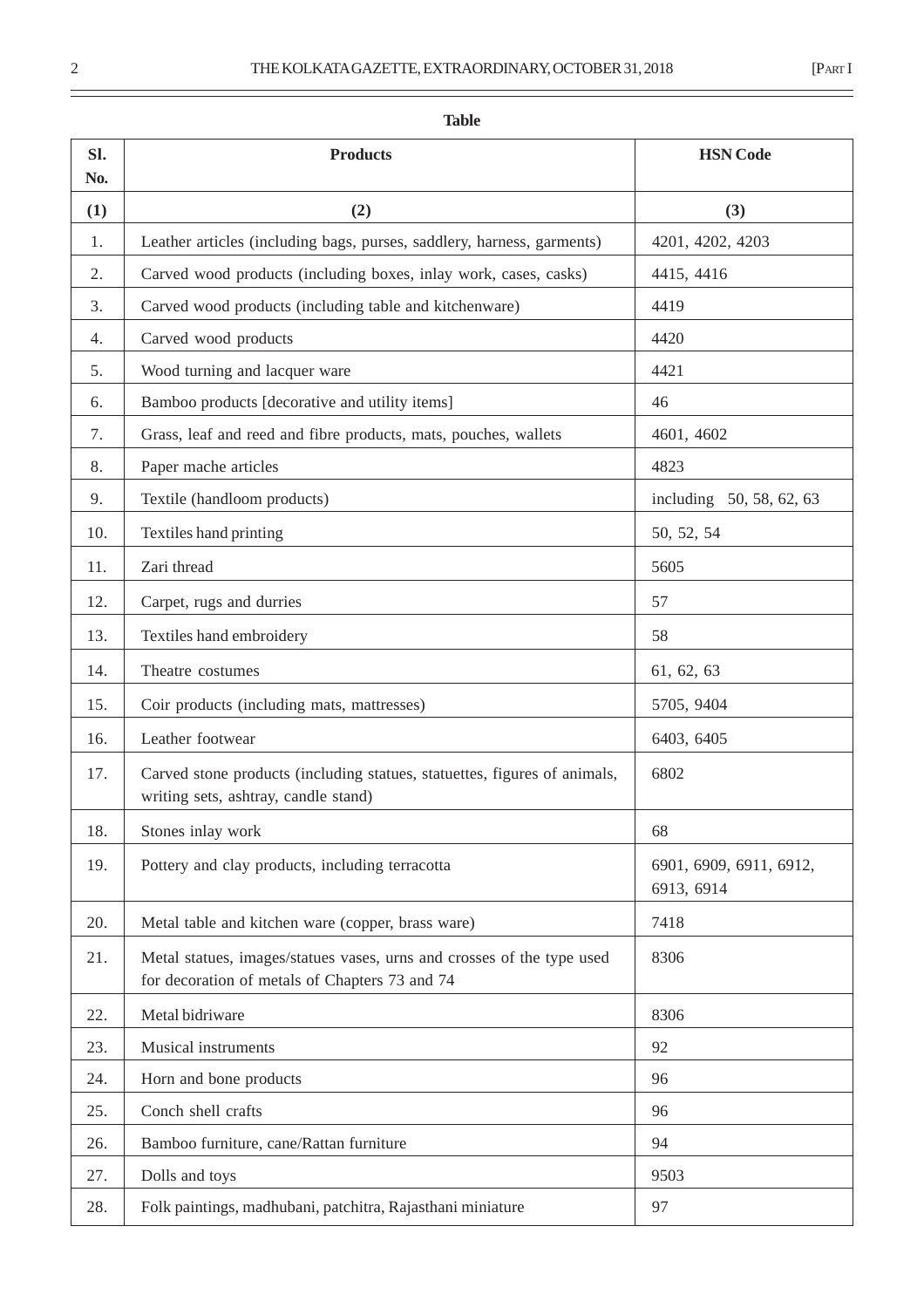**Table**

| Sl. No. | Products | HSN Code |
|---|---|---|
| (1) | (2) | (3) |
| 1. | Leather articles (including bags, purses, saddlery, harness, garments) | 4201, 4202, 4203 |
| 2. | Carved wood products (including boxes, inlay work, cases, casks) | 4415, 4416 |
| 3. | Carved wood products (including table and kitchenware) | 4419 |
| 4. | Carved wood products | 4420 |
| 5. | Wood turning and lacquer ware | 4421 |
| 6. | Bamboo products [decorative and utility items] | 46 |
| 7. | Grass, leaf and reed and fibre products, mats, pouches, wallets | 4601, 4602 |
| 8. | Paper mache articles | 4823 |
| 9. | Textile (handloom products) | including 50, 58, 62, 63 |
| 10. | Textiles hand printing | 50, 52, 54 |
| 11. | Zari thread | 5605 |
| 12. | Carpet, rugs and durries | 57 |
| 13. | Textiles hand embroidery | 58 |
| 14. | Theatre costumes | 61, 62, 63 |
| 15. | Coir products (including mats, mattresses) | 5705, 9404 |
| 16. | Leather footwear | 6403, 6405 |
| 17. | Carved stone products (including statues, statuettes, figures of animals, writing sets, ashtray, candle stand) | 6802 |
| 18. | Stones inlay work | 68 |
| 19. | Pottery and clay products, including terracotta | 6901, 6909, 6911, 6912, 6913, 6914 |
| 20. | Metal table and kitchen ware (copper, brass ware) | 7418 |
| 21. | Metal statues, images/statues vases, urns and crosses of the type used for decoration of metals of Chapters 73 and 74 | 8306 |
| 22. | Metal bidriware | 8306 |
| 23. | Musical instruments | 92 |
| 24. | Horn and bone products | 96 |
| 25. | Conch shell crafts | 96 |
| 26. | Bamboo furniture, cane/Rattan furniture | 94 |
| 27. | Dolls and toys | 9503 |
| 28. | Folk paintings, madhubani, patchitra, Rajasthani miniature | 97 |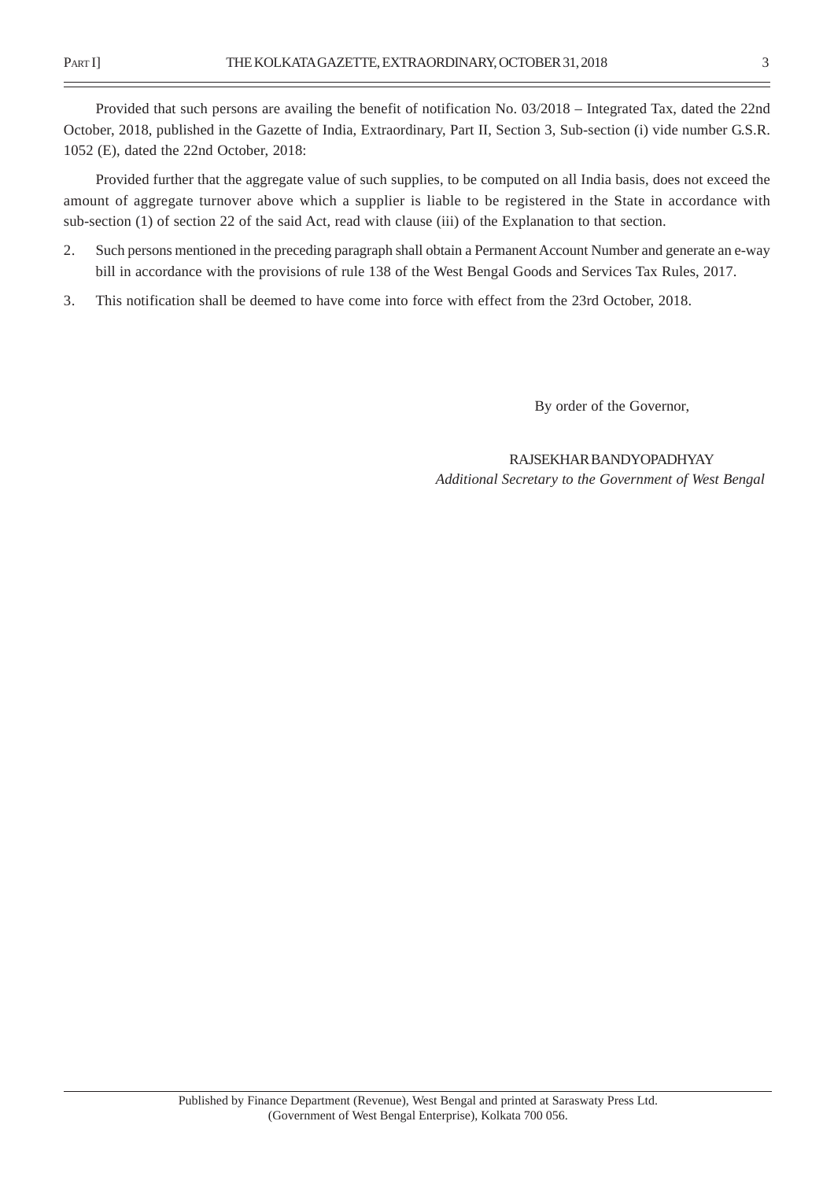Provided that such persons are availing the benefit of notification No. 03/2018 – Integrated Tax, dated the 22nd October, 2018, published in the Gazette of India, Extraordinary, Part II, Section 3, Sub-section (i) vide number G.S.R. 1052 (E), dated the 22nd October, 2018:

Provided further that the aggregate value of such supplies, to be computed on all India basis, does not exceed the amount of aggregate turnover above which a supplier is liable to be registered in the State in accordance with sub-section (1) of section 22 of the said Act, read with clause (iii) of the Explanation to that section.

2. Such persons mentioned in the preceding paragraph shall obtain a Permanent Account Number and generate an e-way bill in accordance with the provisions of rule 138 of the West Bengal Goods and Services Tax Rules, 2017.

3. This notification shall be deemed to have come into force with effect from the 23rd October, 2018.

By order of the Governor,

RAJSEKHAR BANDYOPADHYAY
*Additional Secretary to the Government of West Bengal*

Published by Finance Department (Revenue), West Bengal and printed at Saraswaty Press Ltd.
(Government of West Bengal Enterprise), Kolkata 700 056.